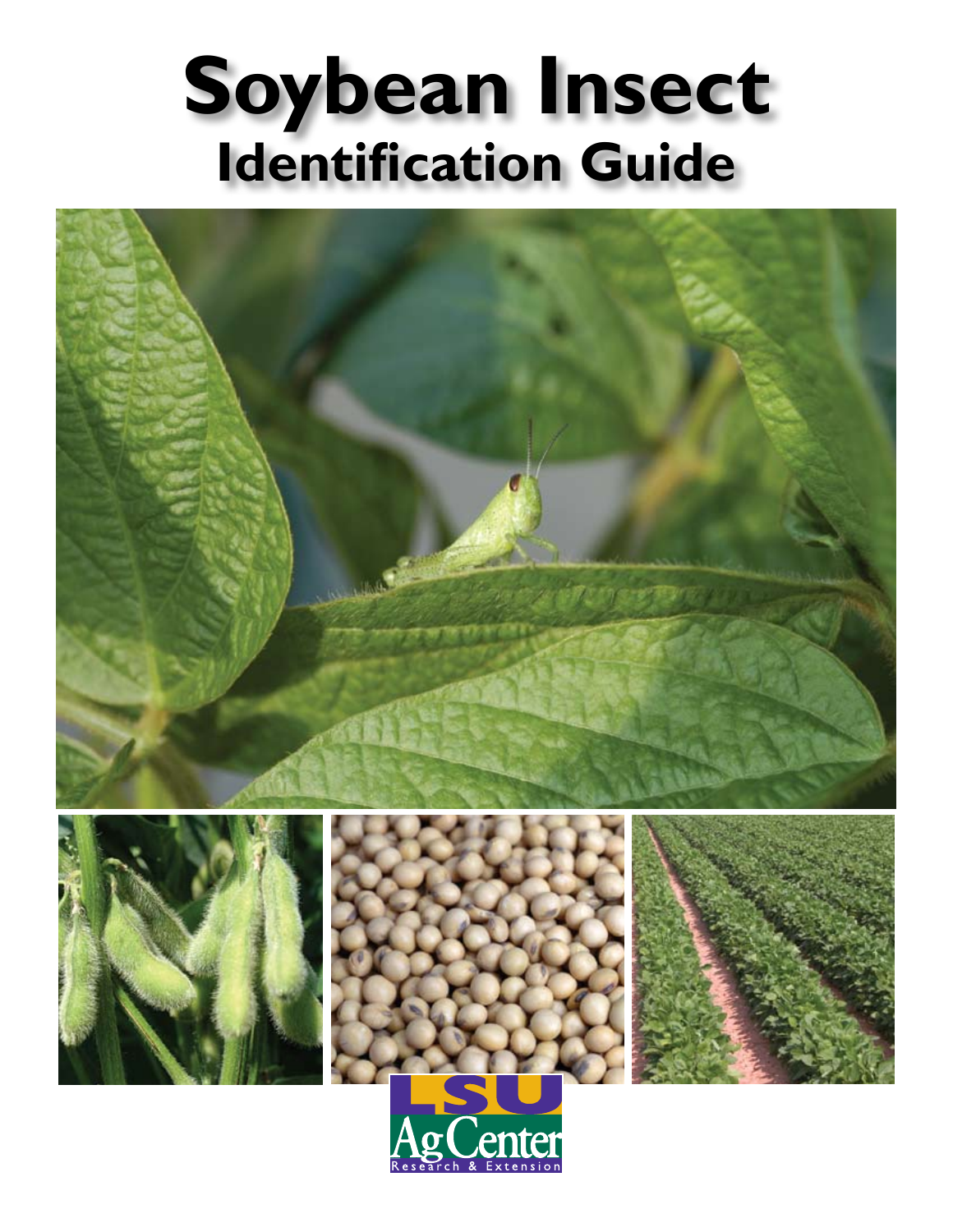# Soybean Insect

## Identification Guide

LSU AgCenter

Research & Extension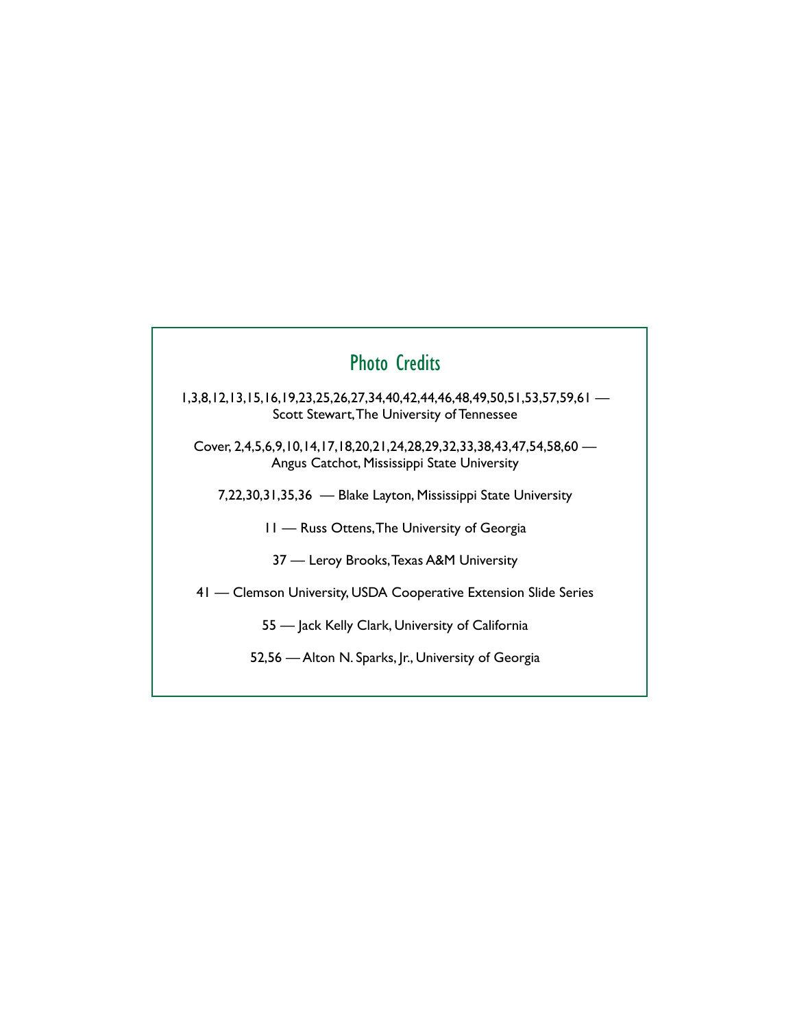## Photo Credits

1,3,8,12,13,15,16,19,23,25,26,27,34,40,42,44,46,48,49,50,51,53,57,59,61 — Scott Stewart, The University of Tennessee

Cover, 2,4,5,6,9,10,14,17,18,20,21,24,28,29,32,33,38,43,47,54,58,60 — Angus Catchot, Mississippi State University

7,22,30,31,35,36 — Blake Layton, Mississippi State University

11 — Russ Ottens, The University of Georgia

37 — Leroy Brooks, Texas A&M University

41 — Clemson University, USDA Cooperative Extension Slide Series

55 — Jack Kelly Clark, University of California

52,56 — Alton N. Sparks, Jr., University of Georgia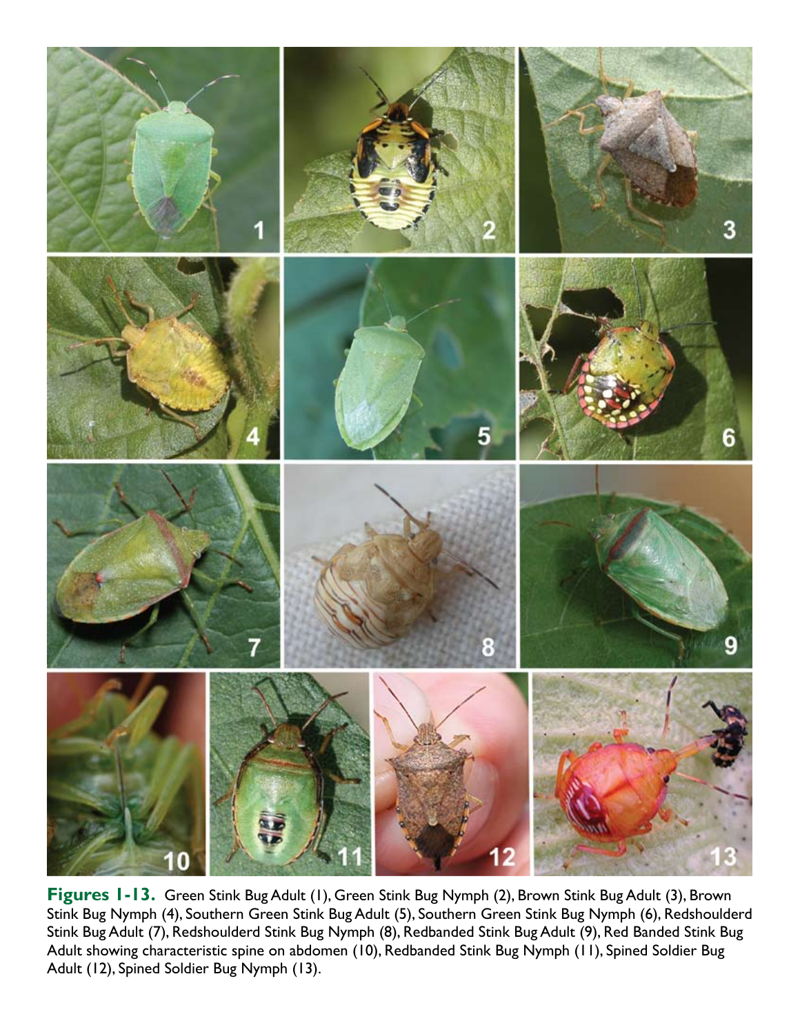**Figures 1-13.** Green Stink Bug Adult (1), Green Stink Bug Nymph (2), Brown Stink Bug Adult (3), Brown Stink Bug Nymph (4), Southern Green Stink Bug Adult (5), Southern Green Stink Bug Nymph (6), Redshoulderd Stink Bug Adult (7), Redshoulderd Stink Bug Nymph (8), Redbanded Stink Bug Adult (9), Red Banded Stink Bug Adult showing characteristic spine on abdomen (10), Redbanded Stink Bug Nymph (11), Spined Soldier Bug Adult (12), Spined Soldier Bug Nymph (13).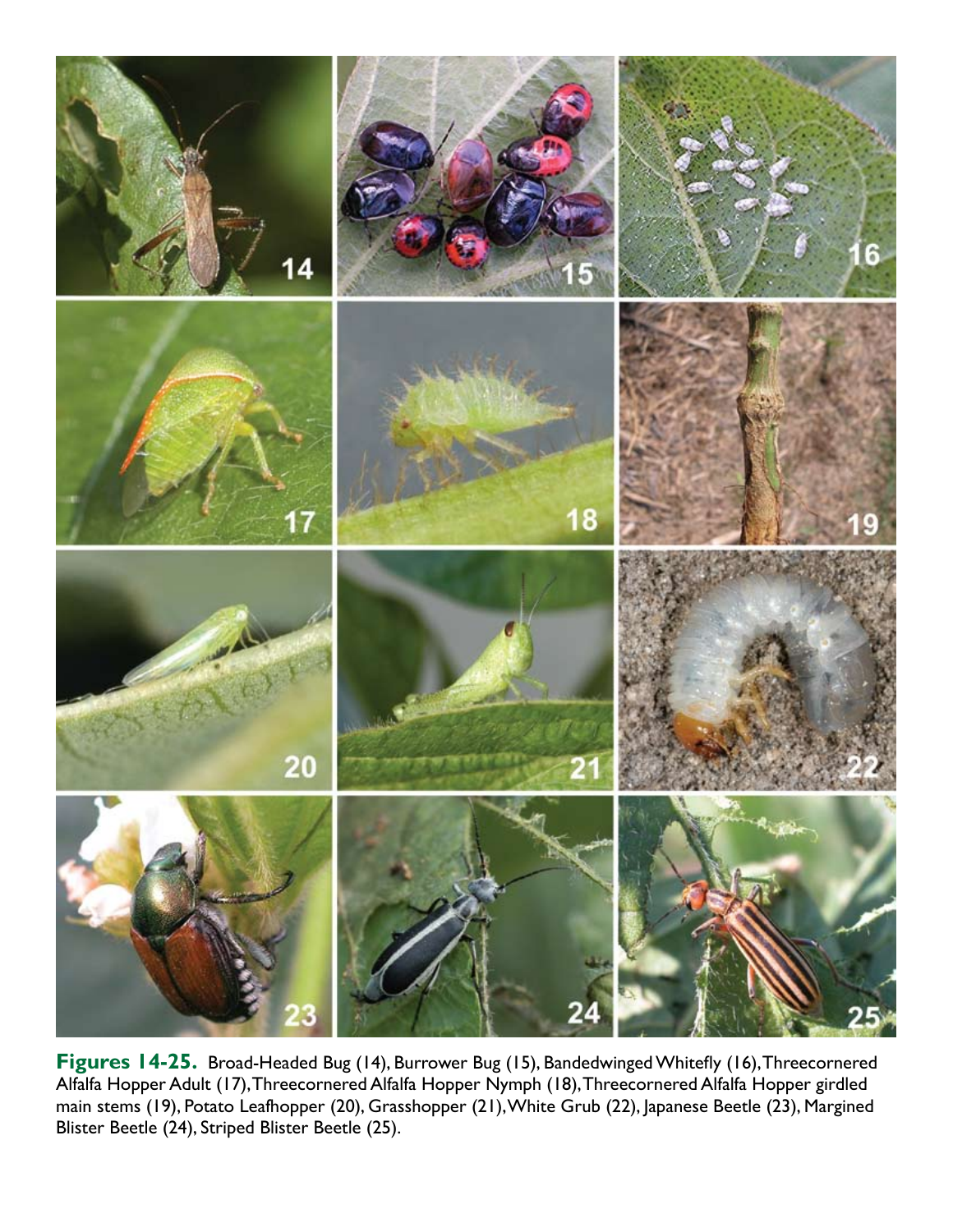**Figures 14-25.** Broad-Headed Bug (14), Burrower Bug (15), Bandedwinged Whitefly (16), Threecornered Alfalfa Hopper Adult (17), Threecornered Alfalfa Hopper Nymph (18), Threecornered Alfalfa Hopper girdled main stems (19), Potato Leafhopper (20), Grasshopper (21), White Grub (22), Japanese Beetle (23), Margined Blister Beetle (24), Striped Blister Beetle (25).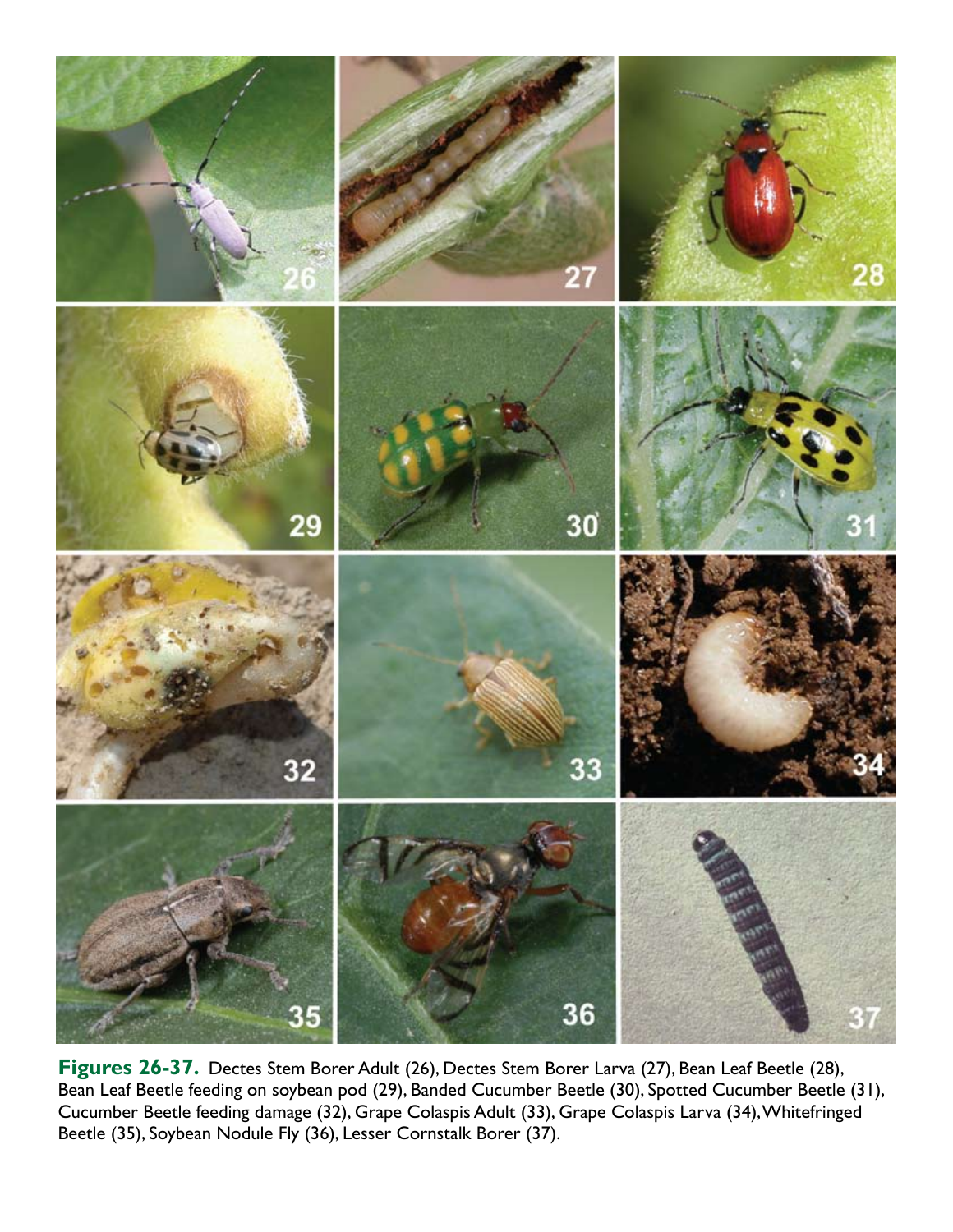**Figures 26-37.** Dectes Stem Borer Adult (26), Dectes Stem Borer Larva (27), Bean Leaf Beetle (28), Bean Leaf Beetle feeding on soybean pod (29), Banded Cucumber Beetle (30), Spotted Cucumber Beetle (31), Cucumber Beetle feeding damage (32), Grape Colaspis Adult (33), Grape Colaspis Larva (34), Whitefringed Beetle (35), Soybean Nodule Fly (36), Lesser Cornstalk Borer (37).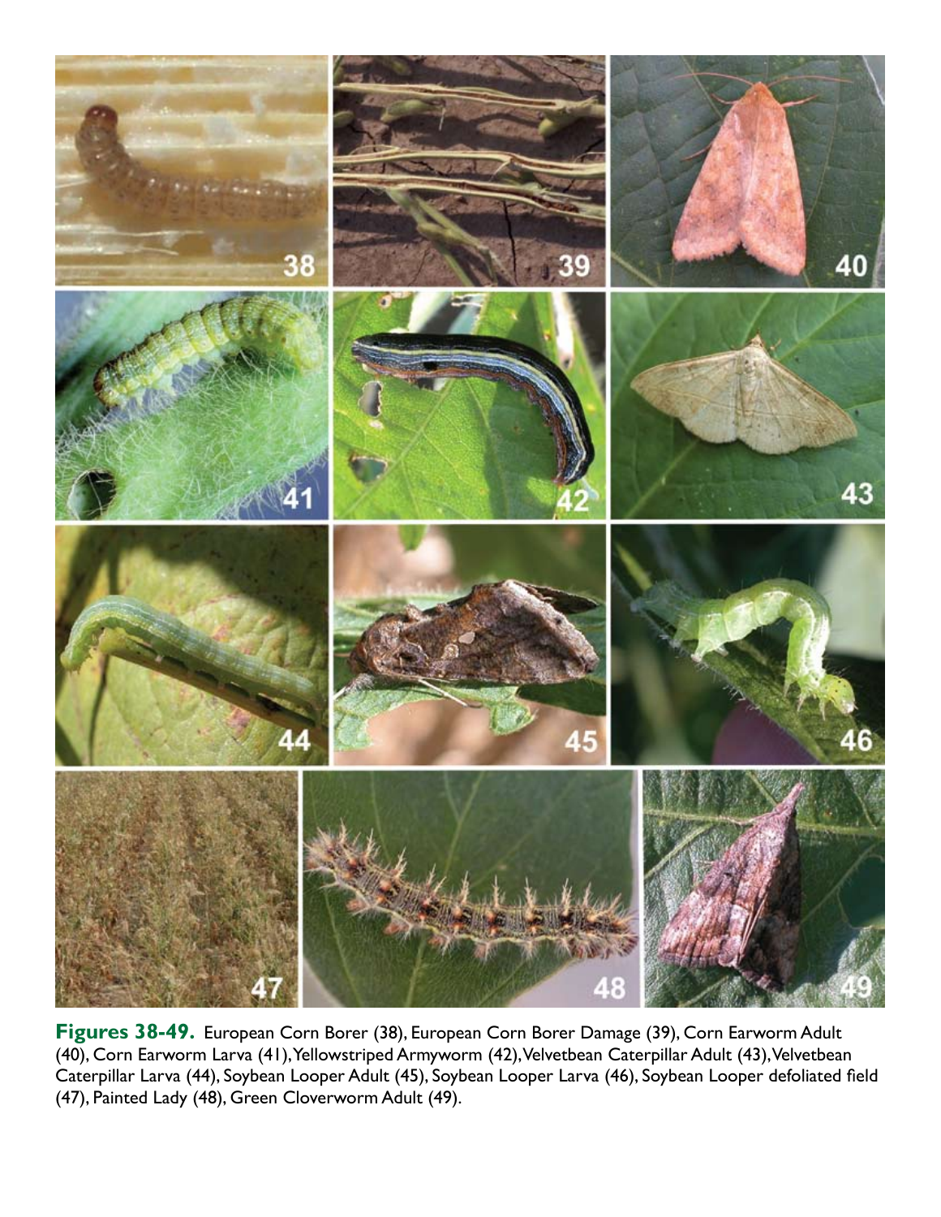**Figures 38-49.** European Corn Borer (38), European Corn Borer Damage (39), Corn Earworm Adult (40), Corn Earworm Larva (41), Yellowstriped Armyworm (42), Velvetbean Caterpillar Adult (43), Velvetbean Caterpillar Larva (44), Soybean Looper Adult (45), Soybean Looper Larva (46), Soybean Looper defoliated field (47), Painted Lady (48), Green Cloverworm Adult (49).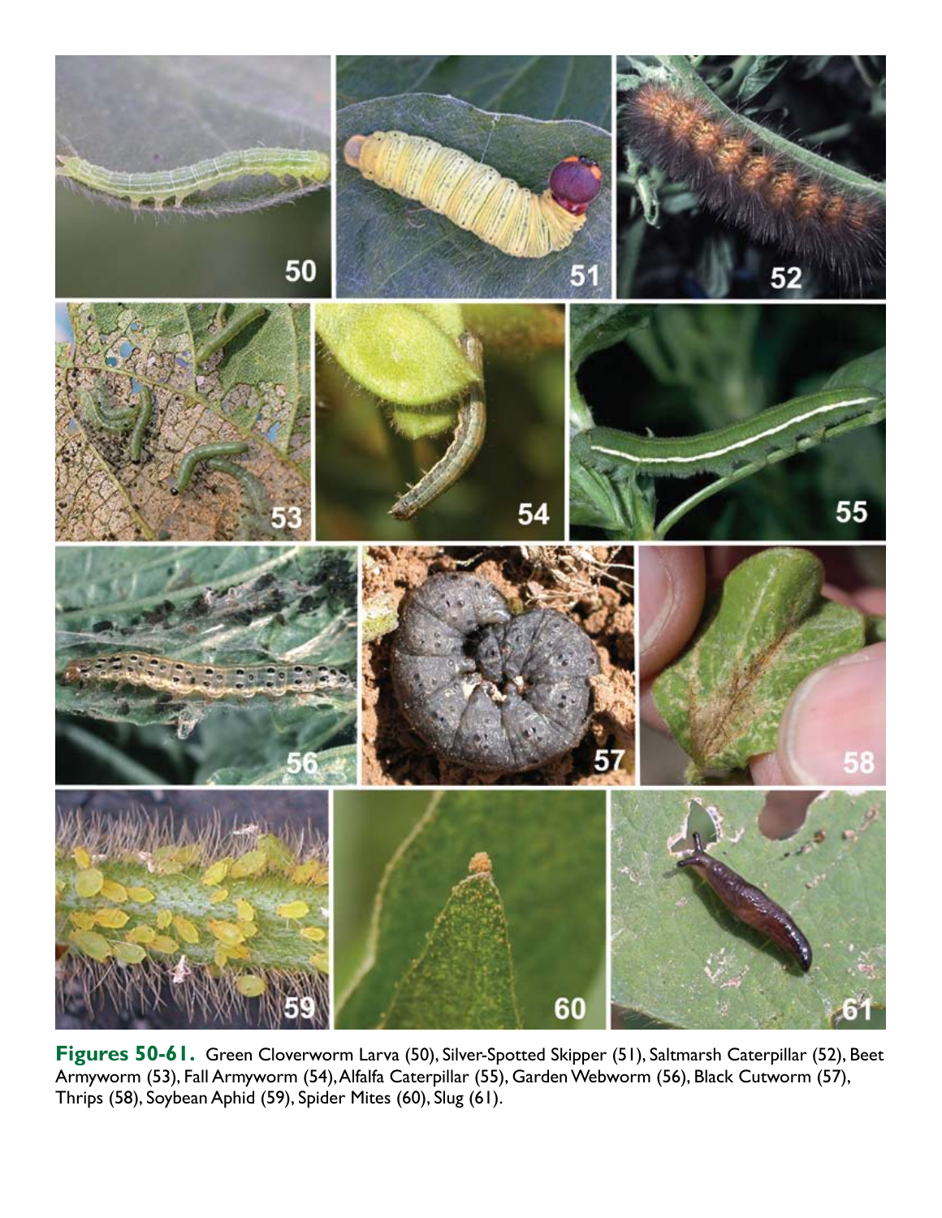**Figures 50-61.** Green Cloverworm Larva (50), Silver-Spotted Skipper (51), Saltmarsh Caterpillar (52), Beet Armyworm (53), Fall Armyworm (54), Alfalfa Caterpillar (55), Garden Webworm (56), Black Cutworm (57), Thrips (58), Soybean Aphid (59), Spider Mites (60), Slug (61).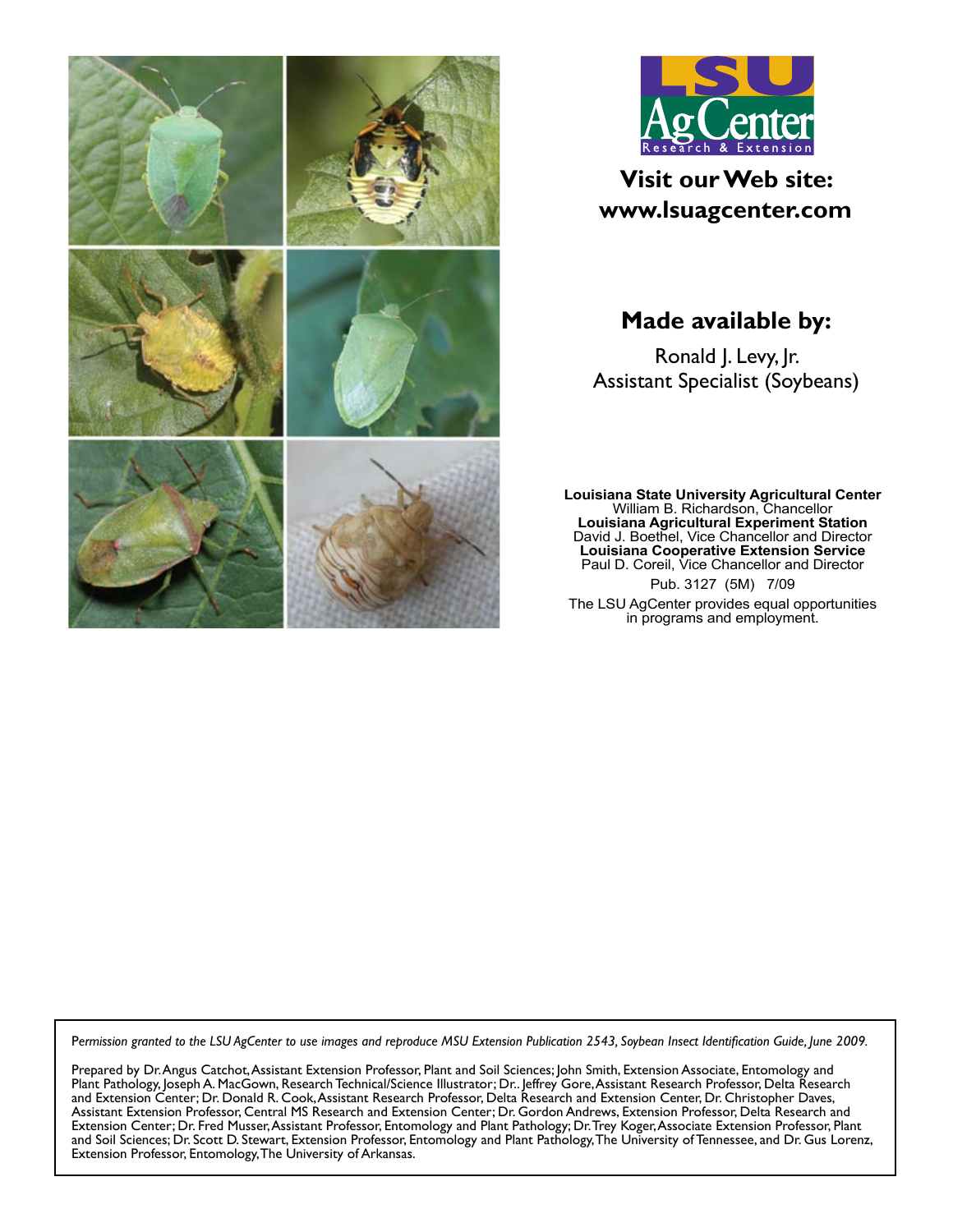LSU AgCenter Research & Extension

**Visit our Web site: www.lsuagcenter.com**

**Made available by:**

Ronald J. Levy, Jr.
Assistant Specialist (Soybeans)

**Louisiana State University Agricultural Center**
William B. Richardson, Chancellor
**Louisiana Agricultural Experiment Station**
David J. Boethel, Vice Chancellor and Director
**Louisiana Cooperative Extension Service**
Paul D. Coreil, Vice Chancellor and Director

Pub. 3127 (5M) 7/09

The LSU AgCenter provides equal opportunities in programs and employment.

*Permission granted to the LSU AgCenter to use images and reproduce MSU Extension Publication 2543, Soybean Insect Identification Guide, June 2009.*

Prepared by Dr. Angus Catchot, Assistant Extension Professor, Plant and Soil Sciences; John Smith, Extension Associate, Entomology and Plant Pathology, Joseph A. MacGown, Research Technical/Science Illustrator; Dr.. Jeffrey Gore, Assistant Research Professor, Delta Research and Extension Center; Dr. Donald R. Cook, Assistant Research Professor, Delta Research and Extension Center, Dr. Christopher Daves, Assistant Extension Professor, Central MS Research and Extension Center; Dr. Gordon Andrews, Extension Professor, Delta Research and Extension Center; Dr. Fred Musser, Assistant Professor, Entomology and Plant Pathology; Dr. Trey Koger, Associate Extension Professor, Plant and Soil Sciences; Dr. Scott D. Stewart, Extension Professor, Entomology and Plant Pathology, The University of Tennessee, and Dr. Gus Lorenz, Extension Professor, Entomology, The University of Arkansas.